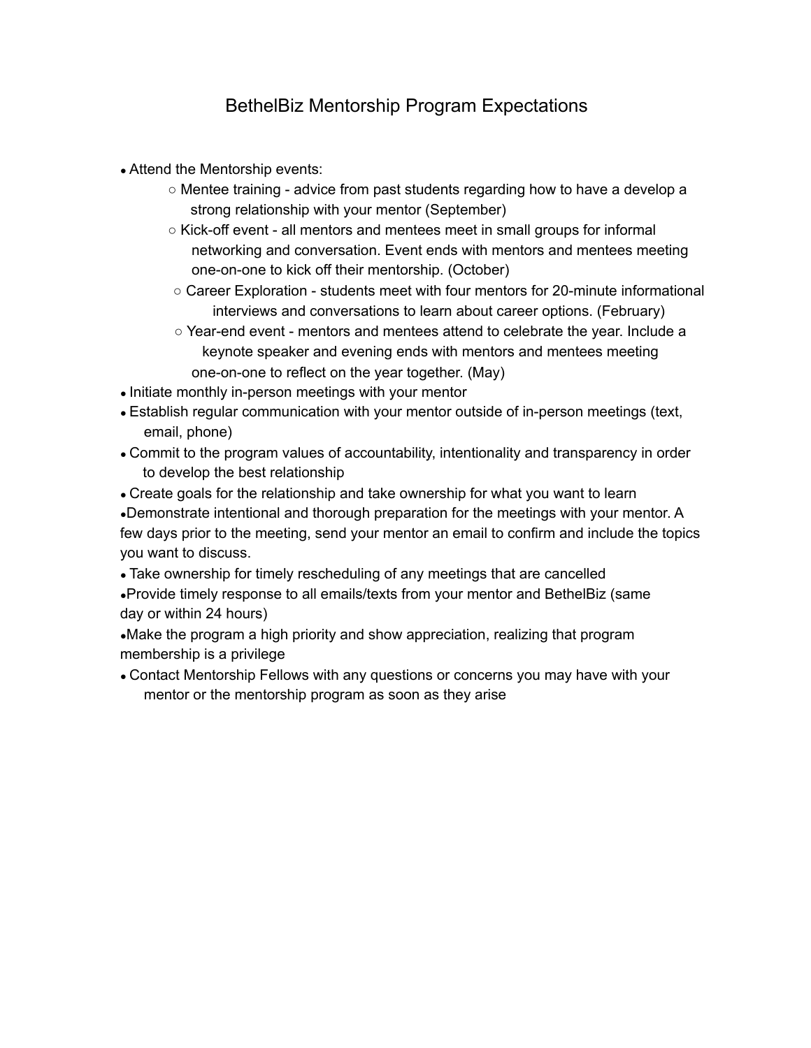# BethelBiz Mentorship Program Expectations

- Attend the Mentorship events:
  - Mentee training - advice from past students regarding how to have a develop a strong relationship with your mentor (September)
  - Kick-off event - all mentors and mentees meet in small groups for informal networking and conversation. Event ends with mentors and mentees meeting one-on-one to kick off their mentorship. (October)
  - Career Exploration - students meet with four mentors for 20-minute informational interviews and conversations to learn about career options. (February)
  - Year-end event - mentors and mentees attend to celebrate the year. Include a keynote speaker and evening ends with mentors and mentees meeting one-on-one to reflect on the year together. (May)
- Initiate monthly in-person meetings with your mentor
- Establish regular communication with your mentor outside of in-person meetings (text, email, phone)
- Commit to the program values of accountability, intentionality and transparency in order to develop the best relationship
- Create goals for the relationship and take ownership for what you want to learn
- Demonstrate intentional and thorough preparation for the meetings with your mentor. A few days prior to the meeting, send your mentor an email to confirm and include the topics you want to discuss.
- Take ownership for timely rescheduling of any meetings that are cancelled
- Provide timely response to all emails/texts from your mentor and BethelBiz (same day or within 24 hours)
- Make the program a high priority and show appreciation, realizing that program membership is a privilege
- Contact Mentorship Fellows with any questions or concerns you may have with your mentor or the mentorship program as soon as they arise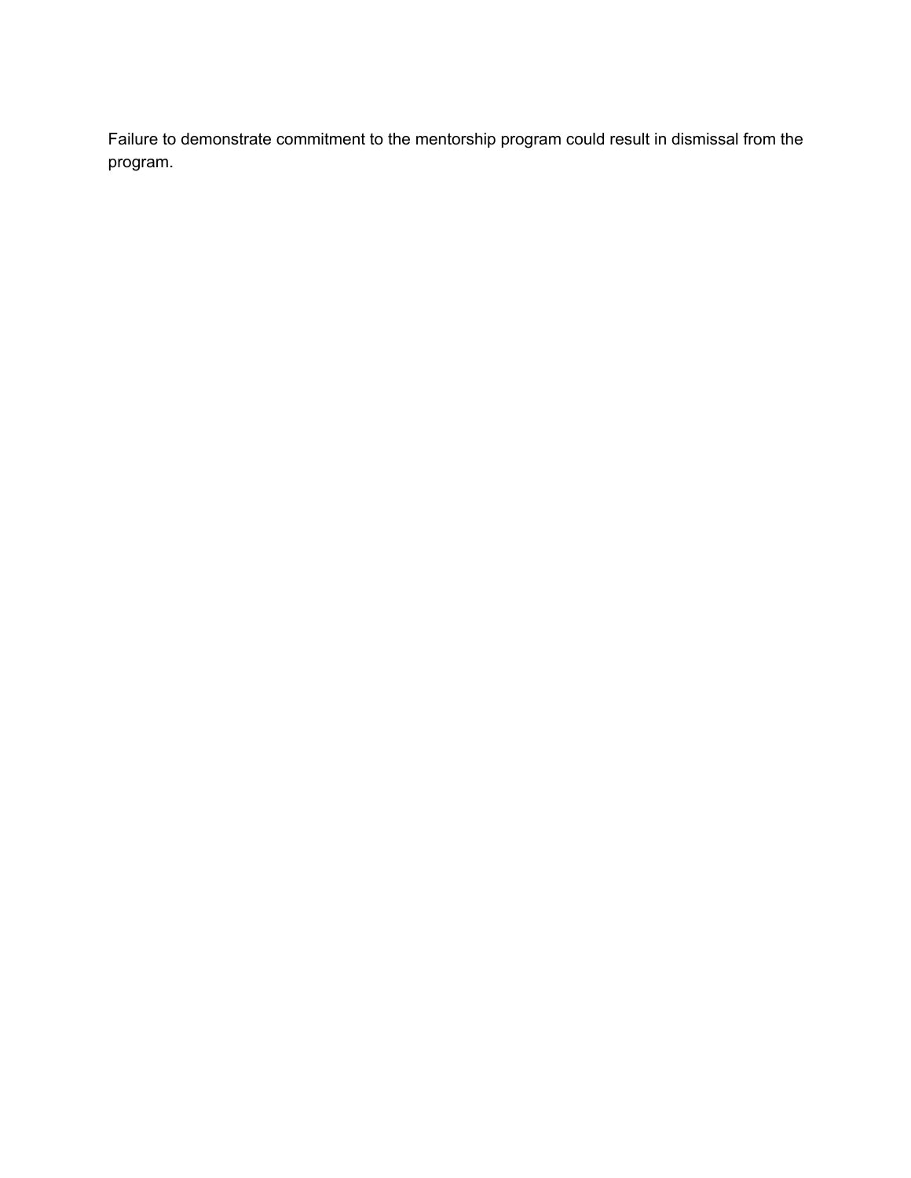Failure to demonstrate commitment to the mentorship program could result in dismissal from the program.